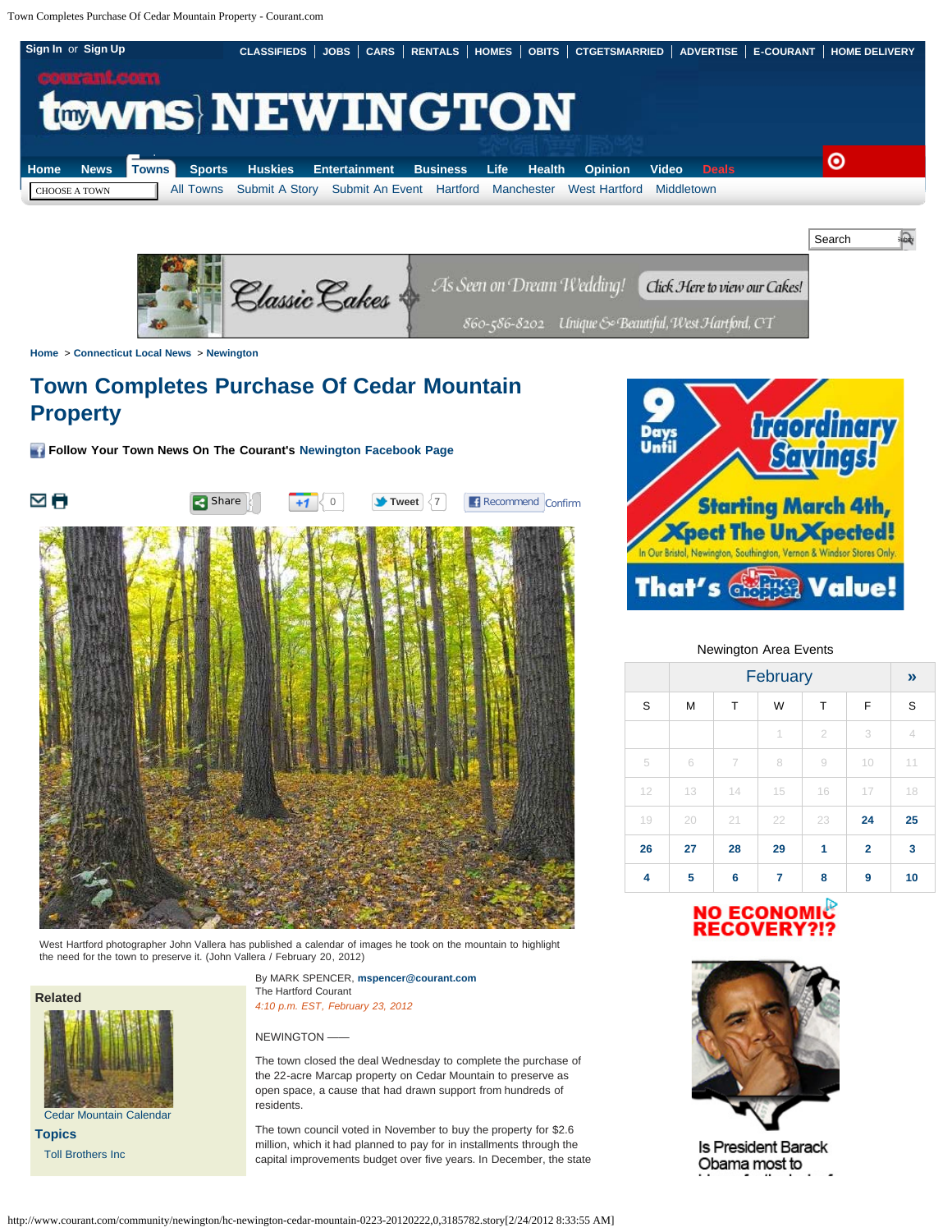Home > Connecticut Local News > Newington

# Town Completes Purchase Of Cedar Mountain Property

**Follow Your Town News On The Courant's Newington Facebook Page**

West Hartford photographer John Vallera has published a calendar of images he took on the mountain to highlight the need for the town to preserve it. (John Vallera / February 20, 2012)

By MARK SPENCER, mspencer@courant.com
The Hartford Courant

*4:10 p.m. EST, February 23, 2012*

NEWINGTON ——

The town closed the deal Wednesday to complete the purchase of the 22-acre Marcap property on Cedar Mountain to preserve as open space, a cause that had drawn support from hundreds of residents.

The town council voted in November to buy the property for $2.6 million, which it had planned to pay for in installments through the capital improvements budget over five years. In December, the state

**Related**

Cedar Mountain Calendar

**Topics**

Toll Brothers Inc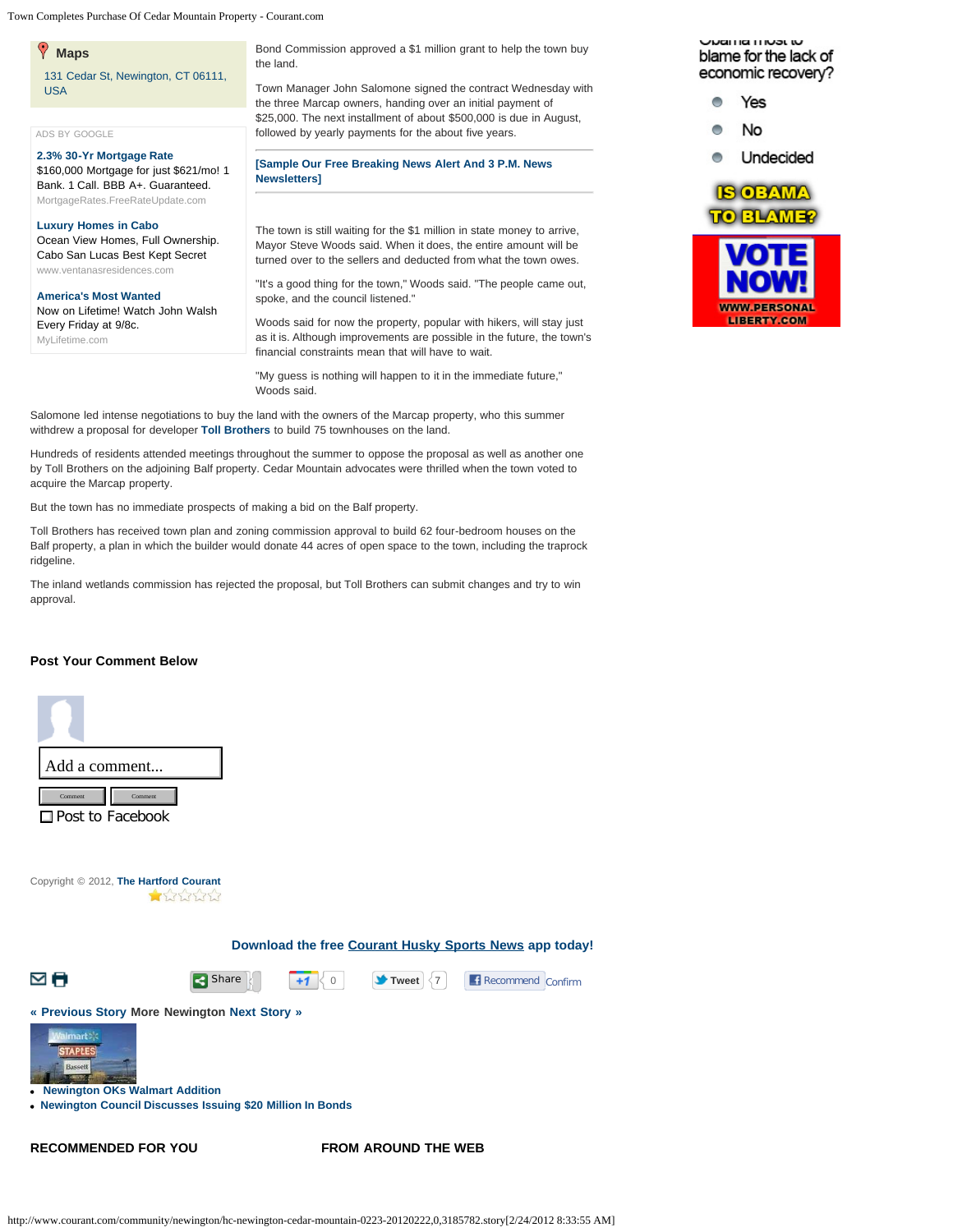Maps

131 Cedar St, Newington, CT 06111, USA

ADS BY GOOGLE

**2.3% 30-Yr Mortgage Rate**
$160,000 Mortgage for just $621/mo! 1 Bank. 1 Call. BBB A+. Guaranteed.
MortgageRates.FreeRateUpdate.com

**Luxury Homes in Cabo**
Ocean View Homes, Full Ownership. Cabo San Lucas Best Kept Secret
www.ventanasresidences.com

**America's Most Wanted**
Now on Lifetime! Watch John Walsh Every Friday at 9/8c.
MyLifetime.com

Bond Commission approved a $1 million grant to help the town buy the land.

Town Manager John Salomone signed the contract Wednesday with the three Marcap owners, handing over an initial payment of $25,000. The next installment of about $500,000 is due in August, followed by yearly payments for the about five years.

**[Sample Our Free Breaking News Alert And 3 P.M. News Newsletters]**

The town is still waiting for the $1 million in state money to arrive, Mayor Steve Woods said. When it does, the entire amount will be turned over to the sellers and deducted from what the town owes.

"It's a good thing for the town," Woods said. "The people came out, spoke, and the council listened."

Woods said for now the property, popular with hikers, will stay just as it is. Although improvements are possible in the future, the town's financial constraints mean that will have to wait.

"My guess is nothing will happen to it in the immediate future," Woods said.

Salomone led intense negotiations to buy the land with the owners of the Marcap property, who this summer withdrew a proposal for developer **Toll Brothers** to build 75 townhouses on the land.

Hundreds of residents attended meetings throughout the summer to oppose the proposal as well as another one by Toll Brothers on the adjoining Balf property. Cedar Mountain advocates were thrilled when the town voted to acquire the Marcap property.

But the town has no immediate prospects of making a bid on the Balf property.

Toll Brothers has received town plan and zoning commission approval to build 62 four-bedroom houses on the Balf property, a plan in which the builder would donate 44 acres of open space to the town, including the traprock ridgeline.

The inland wetlands commission has rejected the proposal, but Toll Brothers can submit changes and try to win approval.

**Post Your Comment Below**

Add a comment...

Comment | Comment

Post to Facebook

Copyright © 2012, **The Hartford Courant**

**Download the free Courant Husky Sports News app today!**

Share | +1 0 | Tweet 7 | Recommend Confirm

**« Previous Story** More Newington **Next Story »**

- **Newington OKs Walmart Addition**
- **Newington Council Discusses Issuing $20 Million In Bonds**

**RECOMMENDED FOR YOU**

**FROM AROUND THE WEB**

Obama most to blame for the lack of economic recovery?

- Yes
- No
- Undecided

IS OBAMA TO BLAME?

VOTE NOW!

WWW.PERSONALLIBERTY.COM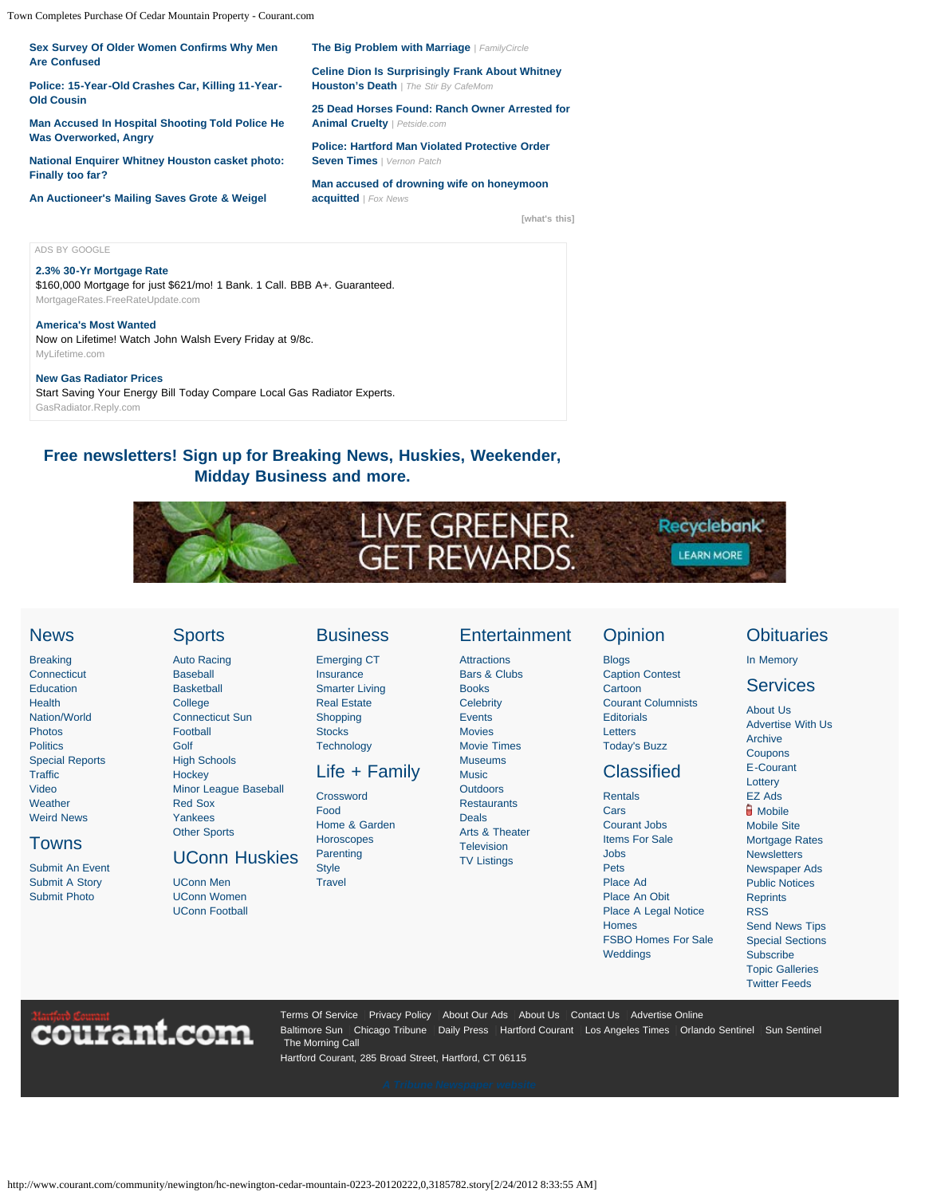**Sex Survey Of Older Women Confirms Why Men Are Confused**

**Police: 15-Year-Old Crashes Car, Killing 11-Year-Old Cousin**

**Man Accused In Hospital Shooting Told Police He Was Overworked, Angry**

**National Enquirer Whitney Houston casket photo: Finally too far?**

**An Auctioneer's Mailing Saves Grote & Weigel**

**The Big Problem with Marriage** | *FamilyCircle*

**Celine Dion Is Surprisingly Frank About Whitney Houston's Death** | *The Stir By CafeMom*

**25 Dead Horses Found: Ranch Owner Arrested for Animal Cruelty** | *Petside.com*

**Police: Hartford Man Violated Protective Order Seven Times** | *Vernon Patch*

**Man accused of drowning wife on honeymoon acquitted** | *Fox News*

[what's this]

ADS BY GOOGLE

**2.3% 30-Yr Mortgage Rate**
$160,000 Mortgage for just $621/mo! 1 Bank. 1 Call. BBB A+. Guaranteed.
MortgageRates.FreeRateUpdate.com

**America's Most Wanted**
Now on Lifetime! Watch John Walsh Every Friday at 9/8c.
MyLifetime.com

**New Gas Radiator Prices**
Start Saving Your Energy Bill Today Compare Local Gas Radiator Experts.
GasRadiator.Reply.com

**Free newsletters! Sign up for Breaking News, Huskies, Weekender, Midday Business and more.**

LIVE GREENER. GET REWARDS. Recyclebank LEARN MORE

## News
Breaking
Connecticut
Education
Health
Nation/World
Photos
Politics
Special Reports
Traffic
Video
Weather
Weird News

## Towns
Submit An Event
Submit A Story
Submit Photo

## Sports
Auto Racing
Baseball
Basketball
College
Connecticut Sun
Football
Golf
High Schools
Hockey
Minor League Baseball
Red Sox
Yankees
Other Sports

## UConn Huskies
UConn Men
UConn Women
UConn Football

## Business
Emerging CT
Insurance
Smarter Living
Real Estate
Shopping
Stocks
Technology

## Life + Family
Crossword
Food
Home & Garden
Horoscopes
Parenting
Style
Travel

## Entertainment
Attractions
Bars & Clubs
Books
Celebrity
Events
Movies
Movie Times
Museums
Music
Outdoors
Restaurants
Deals
Arts & Theater
Television
TV Listings

## Opinion
Blogs
Caption Contest
Cartoon
Courant Columnists
Editorials
Letters
Today's Buzz

## Classified
Rentals
Cars
Courant Jobs
Items For Sale
Jobs
Pets
Place Ad
Place An Obit
Place A Legal Notice
Homes
FSBO Homes For Sale
Weddings

## Obituaries
In Memory

## Services
About Us
Advertise With Us
Archive
Coupons
E-Courant
Lottery
EZ Ads
Mobile
Mobile Site
Mortgage Rates
Newsletters
Newspaper Ads
Public Notices
Reprints
RSS
Send News Tips
Special Sections
Subscribe
Topic Galleries
Twitter Feeds

Hartford Courant courant.com

Terms Of Service | Privacy Policy | About Our Ads | About Us | Contact Us | Advertise Online
Baltimore Sun | Chicago Tribune | Daily Press | Hartford Courant | Los Angeles Times | Orlando Sentinel | Sun Sentinel | The Morning Call
Hartford Courant, 285 Broad Street, Hartford, CT 06115

A Tribune Newspaper website